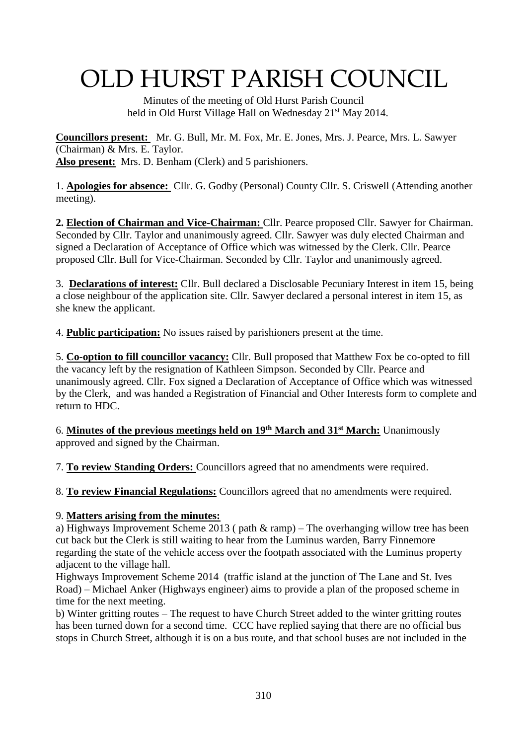# OLD HURST PARISH COUNCIL

Minutes of the meeting of Old Hurst Parish Council held in Old Hurst Village Hall on Wednesday 21st May 2014.

**Councillors present:** Mr. G. Bull, Mr. M. Fox, Mr. E. Jones, Mrs. J. Pearce, Mrs. L. Sawyer (Chairman) & Mrs. E. Taylor.
**Also present:** Mrs. D. Benham (Clerk) and 5 parishioners.

1. **Apologies for absence:** Cllr. G. Godby (Personal) County Cllr. S. Criswell (Attending another meeting).

**2. Election of Chairman and Vice-Chairman:** Cllr. Pearce proposed Cllr. Sawyer for Chairman. Seconded by Cllr. Taylor and unanimously agreed. Cllr. Sawyer was duly elected Chairman and signed a Declaration of Acceptance of Office which was witnessed by the Clerk. Cllr. Pearce proposed Cllr. Bull for Vice-Chairman. Seconded by Cllr. Taylor and unanimously agreed.

3. **Declarations of interest:** Cllr. Bull declared a Disclosable Pecuniary Interest in item 15, being a close neighbour of the application site. Cllr. Sawyer declared a personal interest in item 15, as she knew the applicant.

4. **Public participation:** No issues raised by parishioners present at the time.

5. **Co-option to fill councillor vacancy:** Cllr. Bull proposed that Matthew Fox be co-opted to fill the vacancy left by the resignation of Kathleen Simpson. Seconded by Cllr. Pearce and unanimously agreed. Cllr. Fox signed a Declaration of Acceptance of Office which was witnessed by the Clerk, and was handed a Registration of Financial and Other Interests form to complete and return to HDC.

6. **Minutes of the previous meetings held on 19th March and 31st March:** Unanimously approved and signed by the Chairman.

7. **To review Standing Orders:** Councillors agreed that no amendments were required.

8. **To review Financial Regulations:** Councillors agreed that no amendments were required.

9. **Matters arising from the minutes:**

a) Highways Improvement Scheme 2013 ( path & ramp) – The overhanging willow tree has been cut back but the Clerk is still waiting to hear from the Luminus warden, Barry Finnemore regarding the state of the vehicle access over the footpath associated with the Luminus property adjacent to the village hall.

Highways Improvement Scheme 2014 (traffic island at the junction of The Lane and St. Ives Road) – Michael Anker (Highways engineer) aims to provide a plan of the proposed scheme in time for the next meeting.

b) Winter gritting routes – The request to have Church Street added to the winter gritting routes has been turned down for a second time. CCC have replied saying that there are no official bus stops in Church Street, although it is on a bus route, and that school buses are not included in the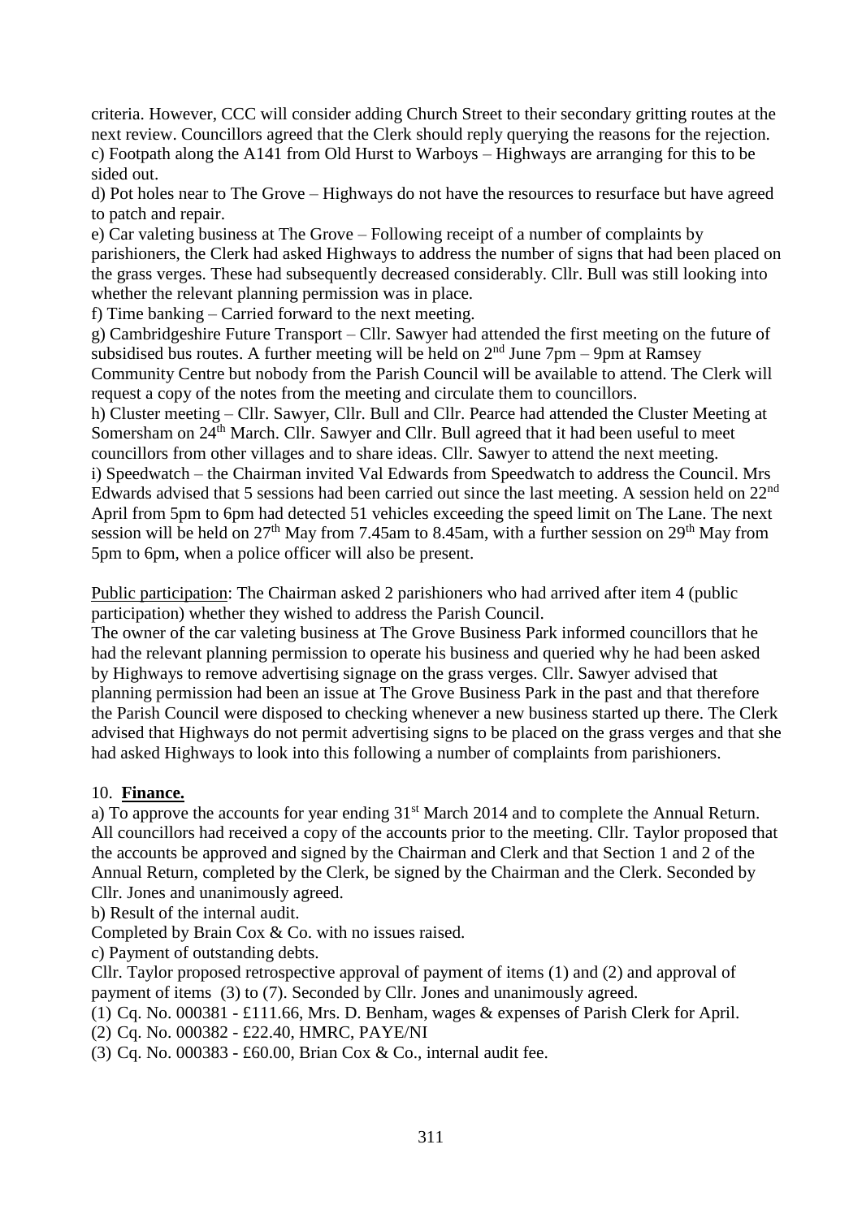criteria. However, CCC will consider adding Church Street to their secondary gritting routes at the next review. Councillors agreed that the Clerk should reply querying the reasons for the rejection.
c) Footpath along the A141 from Old Hurst to Warboys – Highways are arranging for this to be sided out.
d) Pot holes near to The Grove – Highways do not have the resources to resurface but have agreed to patch and repair.
e) Car valeting business at The Grove – Following receipt of a number of complaints by parishioners, the Clerk had asked Highways to address the number of signs that had been placed on the grass verges. These had subsequently decreased considerably. Cllr. Bull was still looking into whether the relevant planning permission was in place.
f) Time banking – Carried forward to the next meeting.
g) Cambridgeshire Future Transport – Cllr. Sawyer had attended the first meeting on the future of subsidised bus routes. A further meeting will be held on 2nd June 7pm – 9pm at Ramsey Community Centre but nobody from the Parish Council will be available to attend. The Clerk will request a copy of the notes from the meeting and circulate them to councillors.
h) Cluster meeting – Cllr. Sawyer, Cllr. Bull and Cllr. Pearce had attended the Cluster Meeting at Somersham on 24th March. Cllr. Sawyer and Cllr. Bull agreed that it had been useful to meet councillors from other villages and to share ideas. Cllr. Sawyer to attend the next meeting.
i) Speedwatch – the Chairman invited Val Edwards from Speedwatch to address the Council. Mrs Edwards advised that 5 sessions had been carried out since the last meeting. A session held on 22nd April from 5pm to 6pm had detected 51 vehicles exceeding the speed limit on The Lane. The next session will be held on 27th May from 7.45am to 8.45am, with a further session on 29th May from 5pm to 6pm, when a police officer will also be present.

Public participation: The Chairman asked 2 parishioners who had arrived after item 4 (public participation) whether they wished to address the Parish Council.
The owner of the car valeting business at The Grove Business Park informed councillors that he had the relevant planning permission to operate his business and queried why he had been asked by Highways to remove advertising signage on the grass verges. Cllr. Sawyer advised that planning permission had been an issue at The Grove Business Park in the past and that therefore the Parish Council were disposed to checking whenever a new business started up there. The Clerk advised that Highways do not permit advertising signs to be placed on the grass verges and that she had asked Highways to look into this following a number of complaints from parishioners.

10. **Finance.**

a) To approve the accounts for year ending 31st March 2014 and to complete the Annual Return. All councillors had received a copy of the accounts prior to the meeting. Cllr. Taylor proposed that the accounts be approved and signed by the Chairman and Clerk and that Section 1 and 2 of the Annual Return, completed by the Clerk, be signed by the Chairman and the Clerk. Seconded by Cllr. Jones and unanimously agreed.
b) Result of the internal audit.
Completed by Brain Cox & Co. with no issues raised.
c) Payment of outstanding debts.
Cllr. Taylor proposed retrospective approval of payment of items (1) and (2) and approval of payment of items (3) to (7). Seconded by Cllr. Jones and unanimously agreed.
(1) Cq. No. 000381 - £111.66, Mrs. D. Benham, wages & expenses of Parish Clerk for April.
(2) Cq. No. 000382 - £22.40, HMRC, PAYE/NI
(3) Cq. No. 000383 - £60.00, Brian Cox & Co., internal audit fee.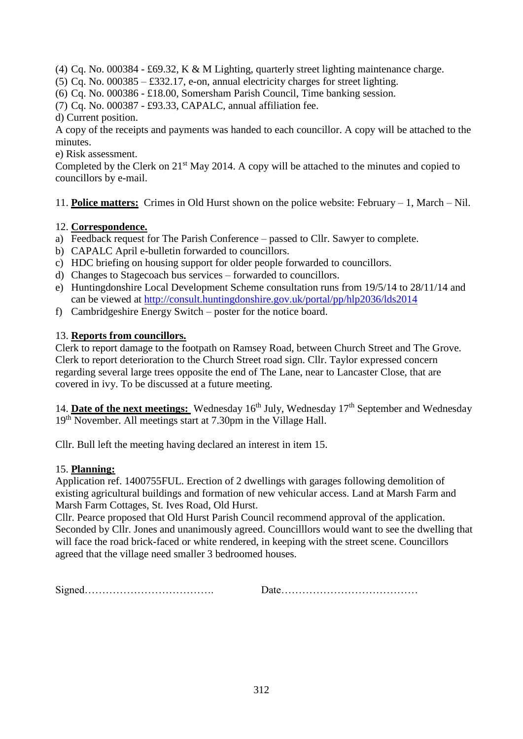(4) Cq. No. 000384 - £69.32, K & M Lighting, quarterly street lighting maintenance charge.
(5) Cq. No. 000385 – £332.17, e-on, annual electricity charges for street lighting.
(6) Cq. No. 000386 - £18.00, Somersham Parish Council, Time banking session.
(7) Cq. No. 000387 - £93.33, CAPALC, annual affiliation fee.

d) Current position.

A copy of the receipts and payments was handed to each councillor. A copy will be attached to the minutes.

e) Risk assessment.

Completed by the Clerk on 21st May 2014. A copy will be attached to the minutes and copied to councillors by e-mail.

11. **Police matters:** Crimes in Old Hurst shown on the police website: February – 1, March – Nil.

12. **Correspondence.**

a) Feedback request for The Parish Conference – passed to Cllr. Sawyer to complete.
b) CAPALC April e-bulletin forwarded to councillors.
c) HDC briefing on housing support for older people forwarded to councillors.
d) Changes to Stagecoach bus services – forwarded to councillors.
e) Huntingdonshire Local Development Scheme consultation runs from 19/5/14 to 28/11/14 and can be viewed at http://consult.huntingdonshire.gov.uk/portal/pp/hlp2036/lds2014
f) Cambridgeshire Energy Switch – poster for the notice board.

13. **Reports from councillors.**

Clerk to report damage to the footpath on Ramsey Road, between Church Street and The Grove. Clerk to report deterioration to the Church Street road sign. Cllr. Taylor expressed concern regarding several large trees opposite the end of The Lane, near to Lancaster Close, that are covered in ivy. To be discussed at a future meeting.

14. **Date of the next meetings:** Wednesday 16th July, Wednesday 17th September and Wednesday 19th November. All meetings start at 7.30pm in the Village Hall.

Cllr. Bull left the meeting having declared an interest in item 15.

15. **Planning:**

Application ref. 1400755FUL. Erection of 2 dwellings with garages following demolition of existing agricultural buildings and formation of new vehicular access. Land at Marsh Farm and Marsh Farm Cottages, St. Ives Road, Old Hurst.

Cllr. Pearce proposed that Old Hurst Parish Council recommend approval of the application. Seconded by Cllr. Jones and unanimously agreed. Councilllors would want to see the dwelling that will face the road brick-faced or white rendered, in keeping with the street scene. Councillors agreed that the village need smaller 3 bedroomed houses.

Signed………………………………. Date…………………………………